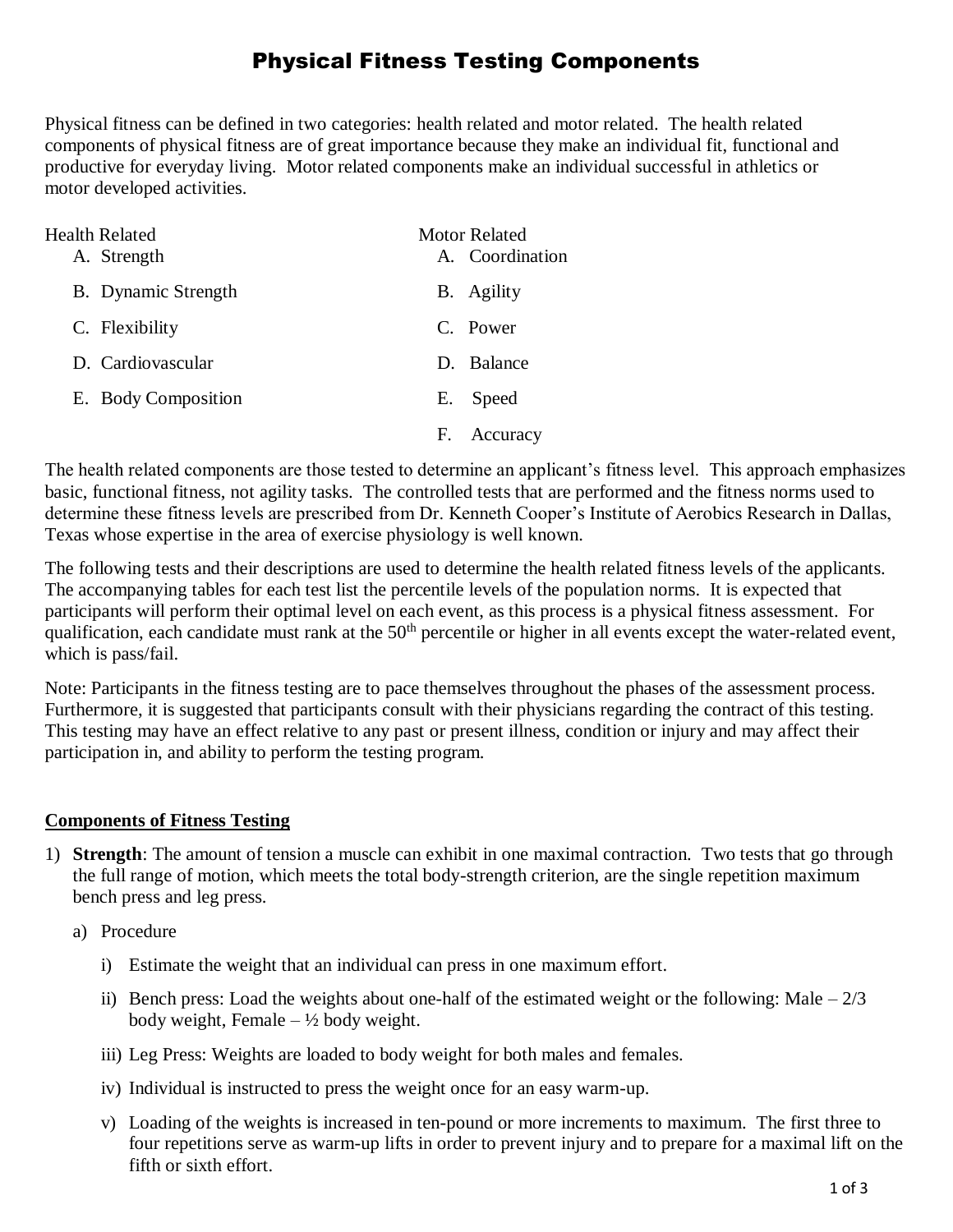# Physical Fitness Testing Components

Physical fitness can be defined in two categories: health related and motor related. The health related components of physical fitness are of great importance because they make an individual fit, functional and productive for everyday living. Motor related components make an individual successful in athletics or motor developed activities.

Health Related

A. Strength
B. Dynamic Strength
C. Flexibility
D. Cardiovascular
E. Body Composition

Motor Related

A. Coordination
B. Agility
C. Power
D. Balance
E. Speed
F. Accuracy

The health related components are those tested to determine an applicant's fitness level. This approach emphasizes basic, functional fitness, not agility tasks. The controlled tests that are performed and the fitness norms used to determine these fitness levels are prescribed from Dr. Kenneth Cooper's Institute of Aerobics Research in Dallas, Texas whose expertise in the area of exercise physiology is well known.

The following tests and their descriptions are used to determine the health related fitness levels of the applicants. The accompanying tables for each test list the percentile levels of the population norms. It is expected that participants will perform their optimal level on each event, as this process is a physical fitness assessment. For qualification, each candidate must rank at the 50th percentile or higher in all events except the water-related event, which is pass/fail.

Note: Participants in the fitness testing are to pace themselves throughout the phases of the assessment process. Furthermore, it is suggested that participants consult with their physicians regarding the contract of this testing. This testing may have an effect relative to any past or present illness, condition or injury and may affect their participation in, and ability to perform the testing program.

## Components of Fitness Testing

1) **Strength**: The amount of tension a muscle can exhibit in one maximal contraction. Two tests that go through the full range of motion, which meets the total body-strength criterion, are the single repetition maximum bench press and leg press.

   a) Procedure

      i) Estimate the weight that an individual can press in one maximum effort.

      ii) Bench press: Load the weights about one-half of the estimated weight or the following: Male – 2/3 body weight, Female – ½ body weight.

      iii) Leg Press: Weights are loaded to body weight for both males and females.

      iv) Individual is instructed to press the weight once for an easy warm-up.

      v) Loading of the weights is increased in ten-pound or more increments to maximum. The first three to four repetitions serve as warm-up lifts in order to prevent injury and to prepare for a maximal lift on the fifth or sixth effort.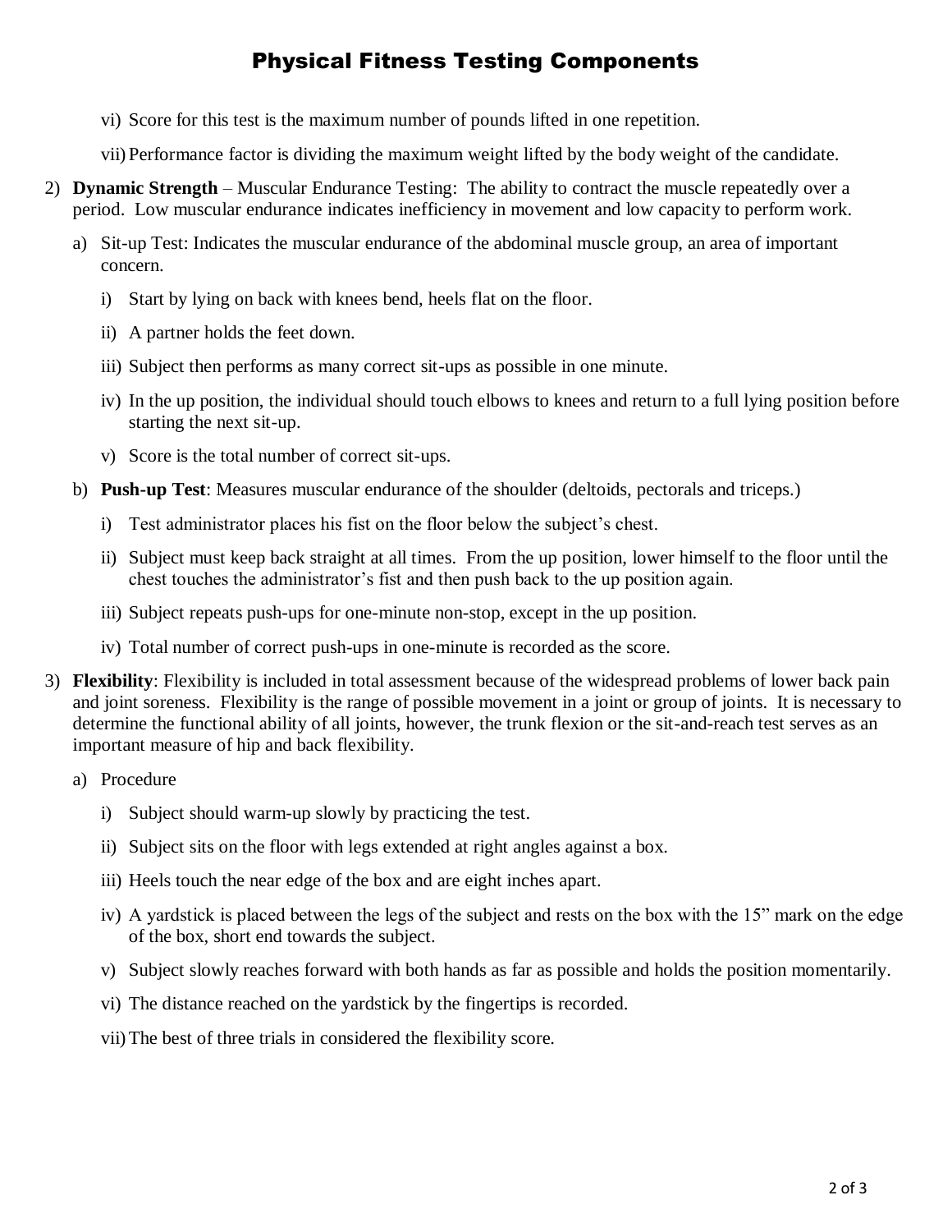# Physical Fitness Testing Components

vi) Score for this test is the maximum number of pounds lifted in one repetition.

vii) Performance factor is dividing the maximum weight lifted by the body weight of the candidate.

2) **Dynamic Strength** – Muscular Endurance Testing: The ability to contract the muscle repeatedly over a period. Low muscular endurance indicates inefficiency in movement and low capacity to perform work.

   a) Sit-up Test: Indicates the muscular endurance of the abdominal muscle group, an area of important concern.

      i) Start by lying on back with knees bend, heels flat on the floor.

      ii) A partner holds the feet down.

      iii) Subject then performs as many correct sit-ups as possible in one minute.

      iv) In the up position, the individual should touch elbows to knees and return to a full lying position before starting the next sit-up.

      v) Score is the total number of correct sit-ups.

   b) **Push-up Test**: Measures muscular endurance of the shoulder (deltoids, pectorals and triceps.)

      i) Test administrator places his fist on the floor below the subject's chest.

      ii) Subject must keep back straight at all times. From the up position, lower himself to the floor until the chest touches the administrator's fist and then push back to the up position again.

      iii) Subject repeats push-ups for one-minute non-stop, except in the up position.

      iv) Total number of correct push-ups in one-minute is recorded as the score.

3) **Flexibility**: Flexibility is included in total assessment because of the widespread problems of lower back pain and joint soreness. Flexibility is the range of possible movement in a joint or group of joints. It is necessary to determine the functional ability of all joints, however, the trunk flexion or the sit-and-reach test serves as an important measure of hip and back flexibility.

   a) Procedure

      i) Subject should warm-up slowly by practicing the test.

      ii) Subject sits on the floor with legs extended at right angles against a box.

      iii) Heels touch the near edge of the box and are eight inches apart.

      iv) A yardstick is placed between the legs of the subject and rests on the box with the 15" mark on the edge of the box, short end towards the subject.

      v) Subject slowly reaches forward with both hands as far as possible and holds the position momentarily.

      vi) The distance reached on the yardstick by the fingertips is recorded.

      vii) The best of three trials in considered the flexibility score.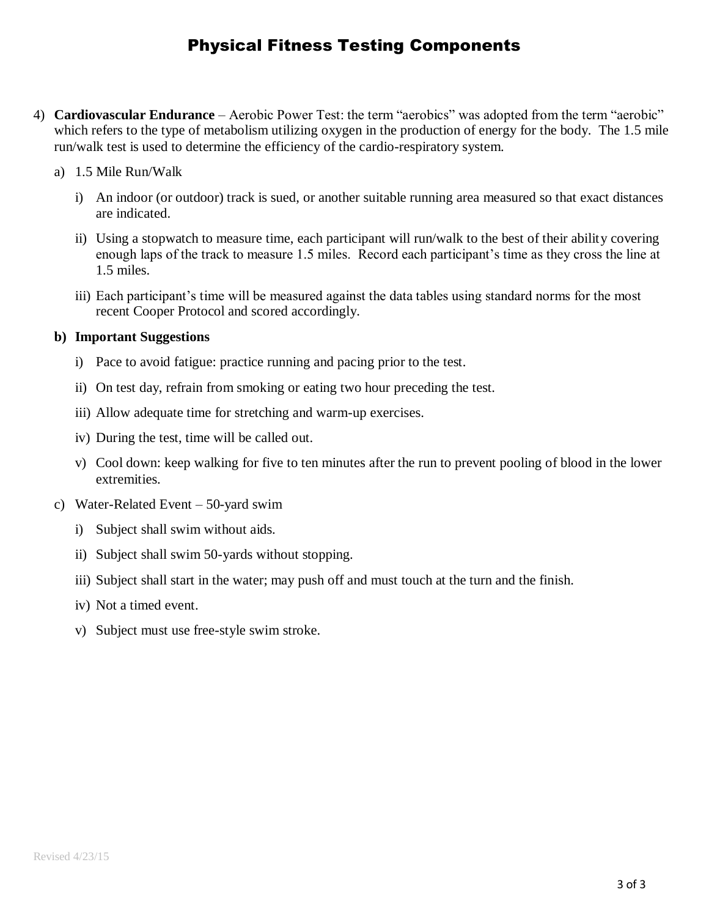## Physical Fitness Testing Components

4) **Cardiovascular Endurance** – Aerobic Power Test: the term "aerobics" was adopted from the term "aerobic" which refers to the type of metabolism utilizing oxygen in the production of energy for the body. The 1.5 mile run/walk test is used to determine the efficiency of the cardio-respiratory system.

   a) 1.5 Mile Run/Walk

      i) An indoor (or outdoor) track is sued, or another suitable running area measured so that exact distances are indicated.

      ii) Using a stopwatch to measure time, each participant will run/walk to the best of their ability covering enough laps of the track to measure 1.5 miles. Record each participant's time as they cross the line at 1.5 miles.

      iii) Each participant's time will be measured against the data tables using standard norms for the most recent Cooper Protocol and scored accordingly.

   **b) Important Suggestions**

      i) Pace to avoid fatigue: practice running and pacing prior to the test.

      ii) On test day, refrain from smoking or eating two hour preceding the test.

      iii) Allow adequate time for stretching and warm-up exercises.

      iv) During the test, time will be called out.

      v) Cool down: keep walking for five to ten minutes after the run to prevent pooling of blood in the lower extremities.

   c) Water-Related Event – 50-yard swim

      i) Subject shall swim without aids.

      ii) Subject shall swim 50-yards without stopping.

      iii) Subject shall start in the water; may push off and must touch at the turn and the finish.

      iv) Not a timed event.

      v) Subject must use free-style swim stroke.

Revised 4/23/15